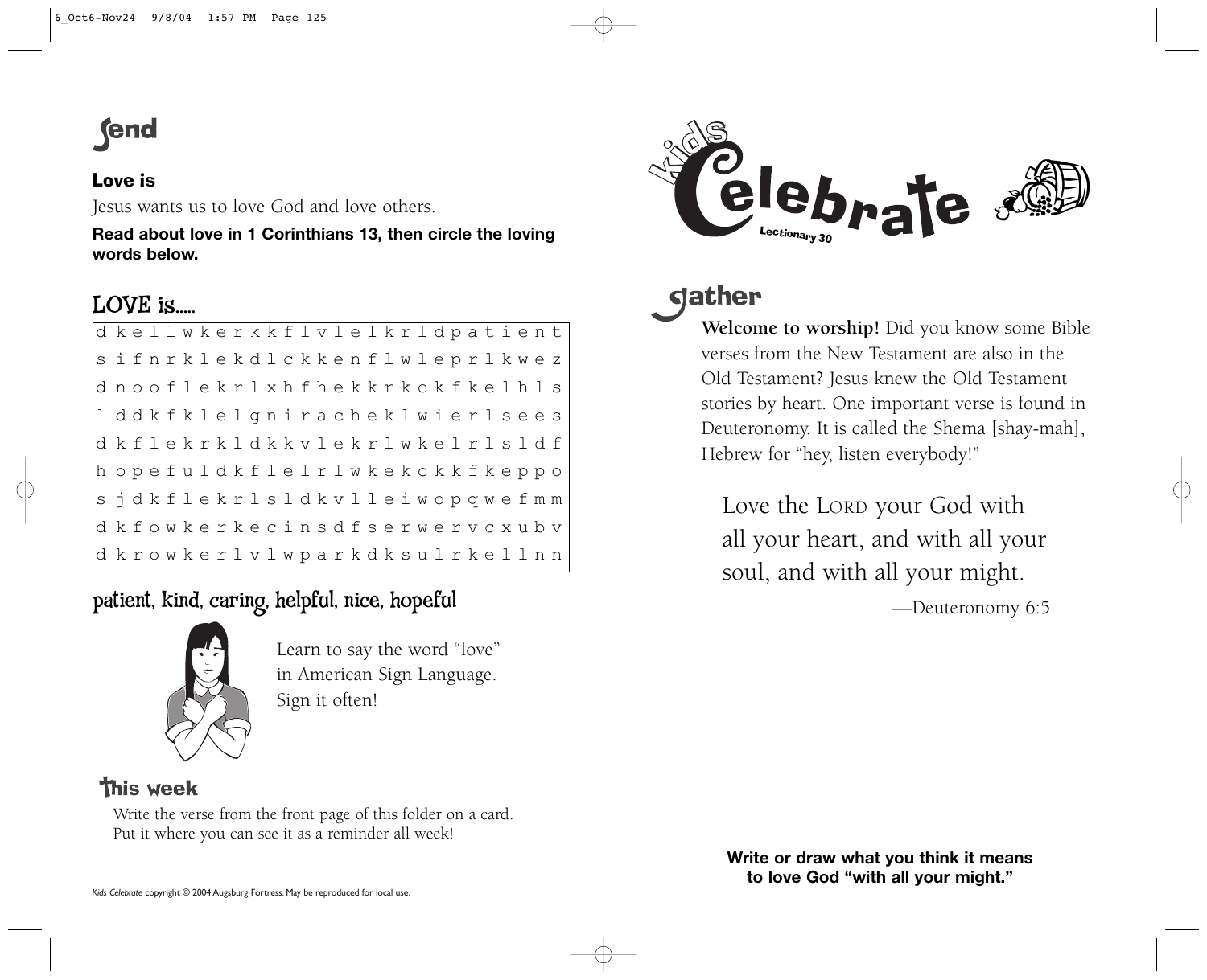## Send

### Love is

Jesus wants us to love God and love others.

**Read about love in 1 Corinthians 13, then circle the loving words below.**

### LOVE is.....

```
d k e l l w k e r k k f l v l e l k r l d p a t i e n t
s i f n r k l e k d l c k k e n f l w l e p r l k w e z
d n o o f l e k r l x h f h e k k r k c k f k e l h l s
l d d k f k l e l g n i r a c h e k l w i e r l s e e s
d k f l e k r k l d k k v l e k r l w k e l r l s l d f
h o p e f u l d k f l e l r l w k e k c k k f k e p p o
s j d k f l e k r l s l d k v l l e i w o p q w e f m m
d k f o w k e r k e c i n s d f s e r w e r v c x u b v
d k r o w k e r l v l w p a r k d k s u l r k e l l n n
```

### patient, kind, caring, helpful, nice, hopeful

Learn to say the word "love" in American Sign Language. Sign it often!

### This week

Write the verse from the front page of this folder on a card. Put it where you can see it as a reminder all week!

*Kids Celebrate* copyright © 2004 Augsburg Fortress. May be reproduced for local use.

# Kids Celebrate

Lectionary 30

## Gather

**Welcome to worship!** Did you know some Bible verses from the New Testament are also in the Old Testament? Jesus knew the Old Testament stories by heart. One important verse is found in Deuteronomy. It is called the Shema [shay-mah], Hebrew for "hey, listen everybody!"

> Love the LORD your God with all your heart, and with all your soul, and with all your might.
>
> —Deuteronomy 6:5

**Write or draw what you think it means to love God "with all your might."**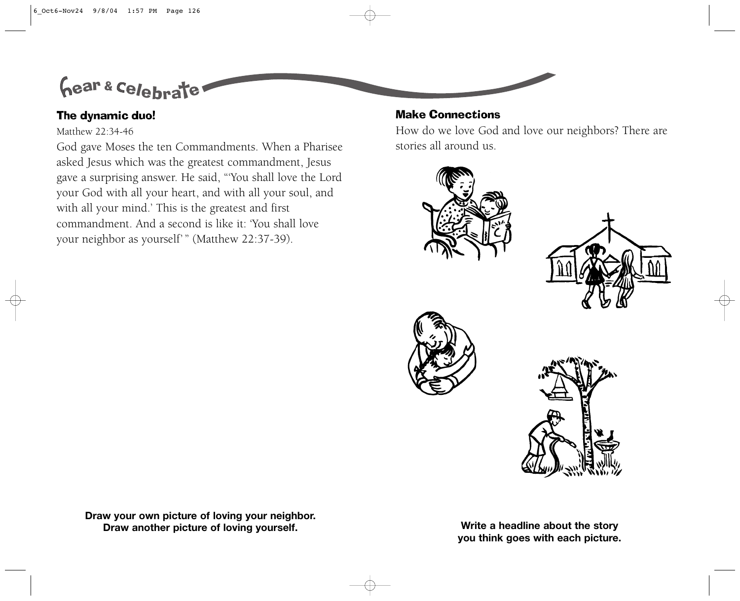# hear & celebrate

## The dynamic duo!

Matthew 22:34-46

God gave Moses the ten Commandments. When a Pharisee asked Jesus which was the greatest commandment, Jesus gave a surprising answer. He said, "'You shall love the Lord your God with all your heart, and with all your soul, and with all your mind.' This is the greatest and first commandment. And a second is like it: 'You shall love your neighbor as yourself'" (Matthew 22:37-39).

**Draw your own picture of loving your neighbor. Draw another picture of loving yourself.**

## Make Connections

How do we love God and love our neighbors? There are stories all around us.

**Write a headline about the story you think goes with each picture.**